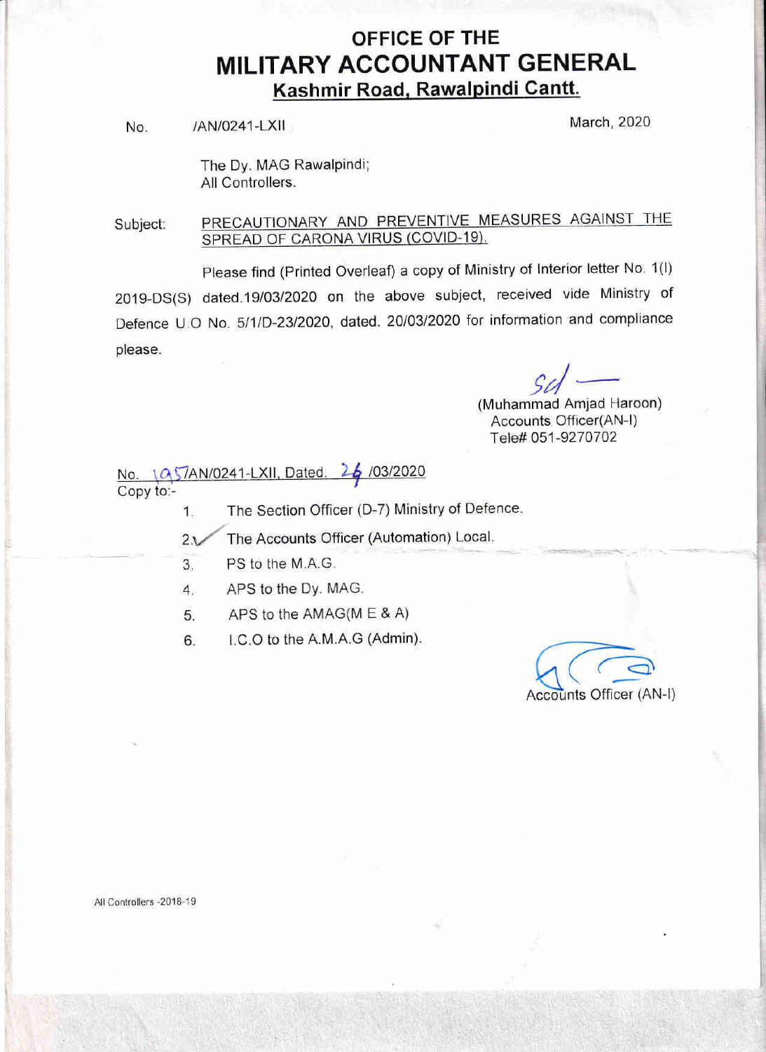# OFFICE OF THE
# MILITARY ACCOUNTANT GENERAL
## Kashmir Road, Rawalpindi Cantt.

No. /AN/0241-LXII March, 2020

The Dy. MAG Rawalpindi;
All Controllers.

Subject: PRECAUTIONARY AND PREVENTIVE MEASURES AGAINST THE SPREAD OF CARONA VIRUS (COVID-19).

Please find (Printed Overleaf) a copy of Ministry of Interior letter No. 1(I) 2019-DS(S) dated.19/03/2020 on the above subject, received vide Ministry of Defence U.O No. 5/1/D-23/2020, dated. 20/03/2020 for information and compliance please.

Sd/-
(Muhammad Amjad Haroon)
Accounts Officer(AN-I)
Tele# 051-9270702

No. 195/AN/0241-LXII, Dated. 26 /03/2020
Copy to:-

1. The Section Officer (D-7) Ministry of Defence.
2. The Accounts Officer (Automation) Local.
3. PS to the M.A.G.
4. APS to the Dy. MAG.
5. APS to the AMAG(M E & A)
6. I.C.O to the A.M.A.G (Admin).

Accounts Officer (AN-I)

All Controllers -2018-19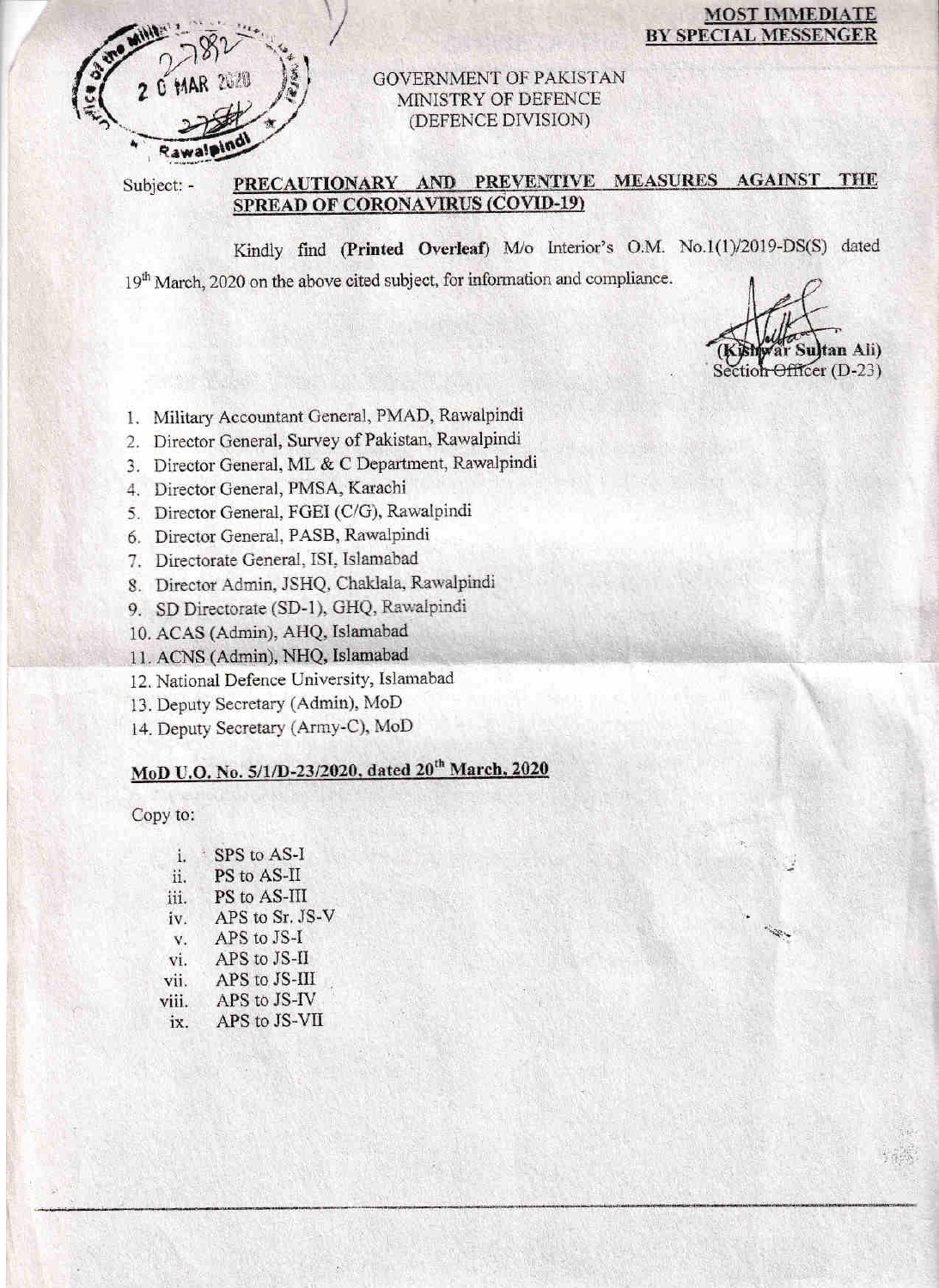**MOST IMMEDIATE**
**BY SPECIAL MESSENGER**

GOVERNMENT OF PAKISTAN
MINISTRY OF DEFENCE
(DEFENCE DIVISION)

Subject: - **PRECAUTIONARY AND PREVENTIVE MEASURES AGAINST THE SPREAD OF CORONAVIRUS (COVID-19)**

Kindly find **(Printed Overleaf)** M/o Interior's O.M. No.1(1)/2019-DS(S) dated 19th March, 2020 on the above cited subject, for information and compliance.

(Kishwar Sultan Ali)
Section Officer (D-23)

1. Military Accountant General, PMAD, Rawalpindi
2. Director General, Survey of Pakistan, Rawalpindi
3. Director General, ML & C Department, Rawalpindi
4. Director General, PMSA, Karachi
5. Director General, FGEI (C/G), Rawalpindi
6. Director General, PASB, Rawalpindi
7. Directorate General, ISI, Islamabad
8. Director Admin, JSHQ, Chaklala, Rawalpindi
9. SD Directorate (SD-1), GHQ, Rawalpindi
10. ACAS (Admin), AHQ, Islamabad
11. ACNS (Admin), NHQ, Islamabad
12. National Defence University, Islamabad
13. Deputy Secretary (Admin), MoD
14. Deputy Secretary (Army-C), MoD

**MoD U.O. No. 5/1/D-23/2020, dated 20th March, 2020**

Copy to:

i. SPS to AS-I
ii. PS to AS-II
iii. PS to AS-III
iv. APS to Sr. JS-V
v. APS to JS-I
vi. APS to JS-II
vii. APS to JS-III
viii. APS to JS-IV
ix. APS to JS-VII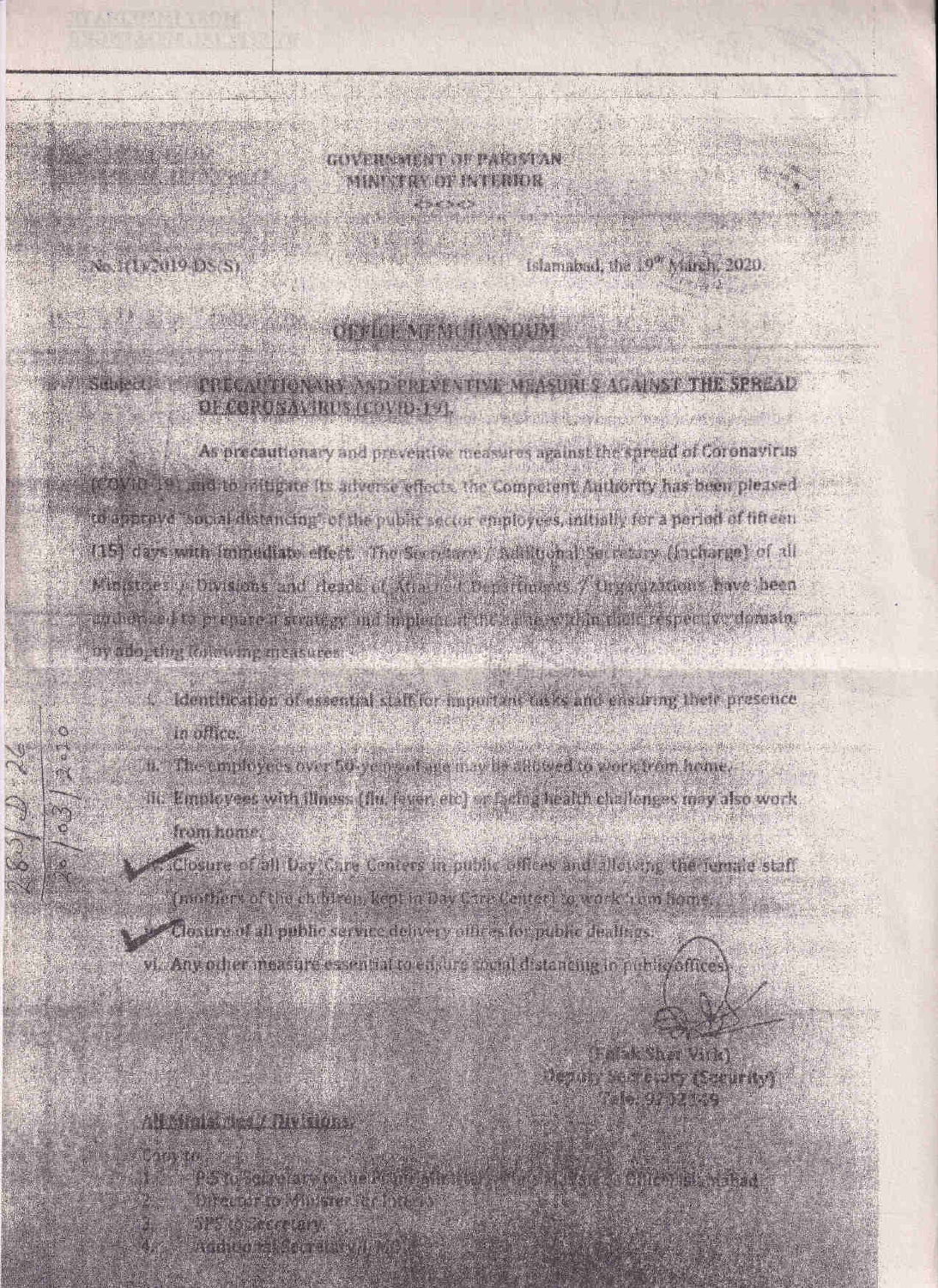# GOVERNMENT OF PAKISTAN
## MINISTRY OF INTERIOR

No. 1(1)/2019-DS(S)

Islamabad, the 19th March, 2020.

## OFFICE MEMORANDUM

**Subject: PRECAUTIONARY AND PREVENTIVE MEASURES AGAINST THE SPREAD OF CORONAVIRUS (COVID-19).**

As precautionary and preventive measures against the spread of Coronavirus (COVID-19), and to mitigate its adverse effects, the Competent Authority has been pleased to approve "social distancing" of the public sector employees, initially for a period of fifteen (15) days with immediate effect. The Secretary / Additional Secretary (Incharge) of all Ministries / Divisions and Heads of Attached Departments / Organizations have been authorized to prepare a strategy and implement the same within their respective domain by adopting following measures:

i. Identification of essential staff for important tasks and ensuring their presence in office.

ii. The employees over 50 years of age may be allowed to work from home.

iii. Employees with illness (flu, fever, etc) or facing health challenges may also work from home.

iv. Closure of all Day Care Centers in public offices and allowing the female staff (mothers of the children, kept in Day Care Center) to work from home.

v. Closure of all public service delivery offices for public dealings.

vi. Any other measure essential to ensure social distancing in public offices.

(Falak Sher Virk)
Deputy Secretary (Security)
Tele: 9212549

All Ministries / Divisions.

Copy to:

1. PS to Secretary to the Prime Minister, Prime Minister's Office, Islamabad
2. Director to Minister for Interior
3. SPS to Secretary
4. Additional Secretary (...)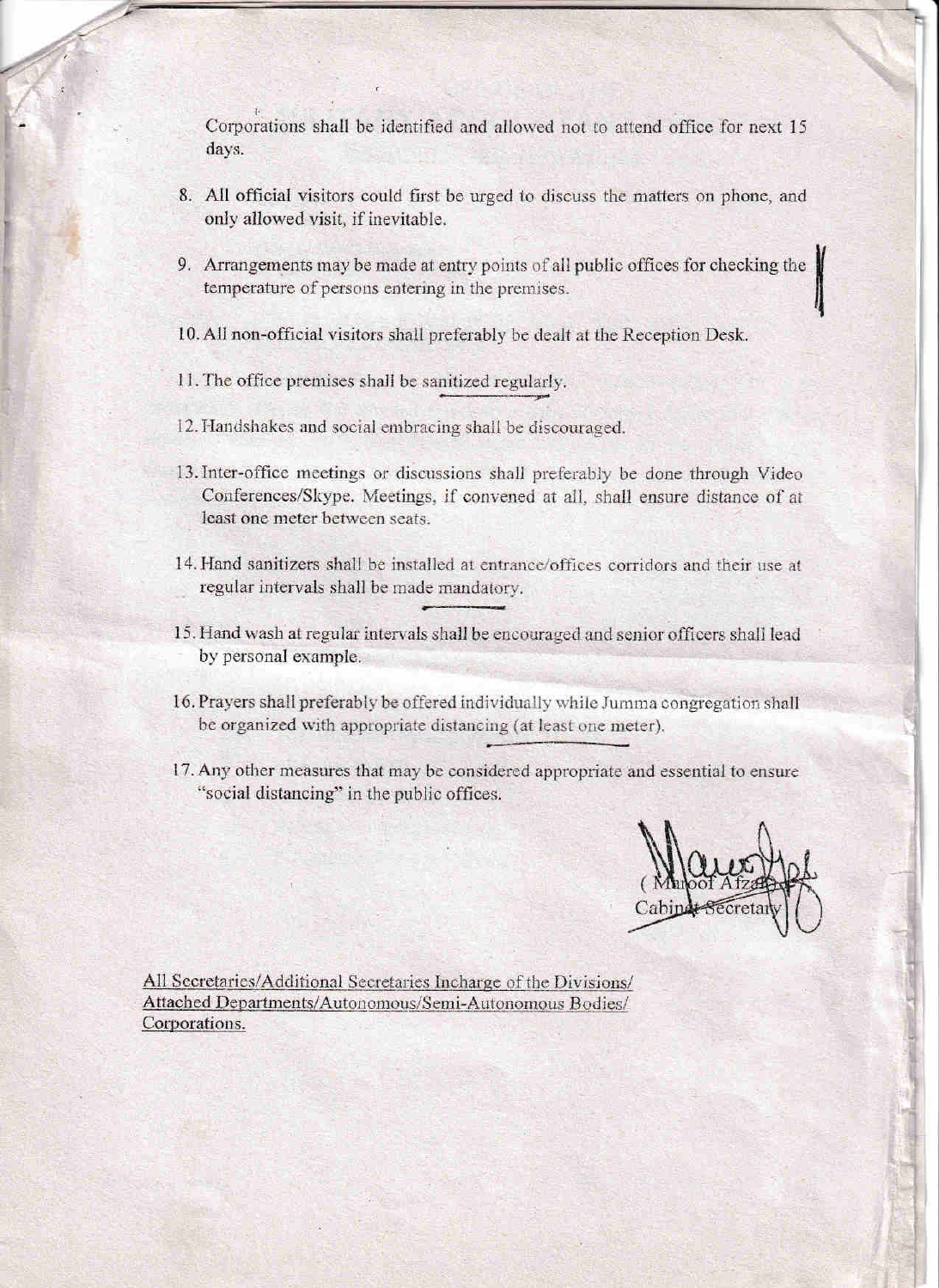Corporations shall be identified and allowed not to attend office for next 15 days.

8. All official visitors could first be urged to discuss the matters on phone, and only allowed visit, if inevitable.
9. Arrangements may be made at entry points of all public offices for checking the temperature of persons entering in the premises.
10. All non-official visitors shall preferably be dealt at the Reception Desk.
11. The office premises shall be sanitized regularly.
12. Handshakes and social embracing shall be discouraged.
13. Inter-office meetings or discussions shall preferably be done through Video Conferences/Skype. Meetings, if convened at all, shall ensure distance of at least one meter between seats.
14. Hand sanitizers shall be installed at entrance/offices corridors and their use at regular intervals shall be made mandatory.
15. Hand wash at regular intervals shall be encouraged and senior officers shall lead by personal example.
16. Prayers shall preferably be offered individually while Jumma congregation shall be organized with appropriate distancing (at least one meter).
17. Any other measures that may be considered appropriate and essential to ensure "social distancing" in the public offices.

( Maroof Afzal )
Cabinet Secretary

All Secretaries/Additional Secretaries Incharge of the Divisions/ Attached Departments/Autonomous/Semi-Autonomous Bodies/ Corporations.